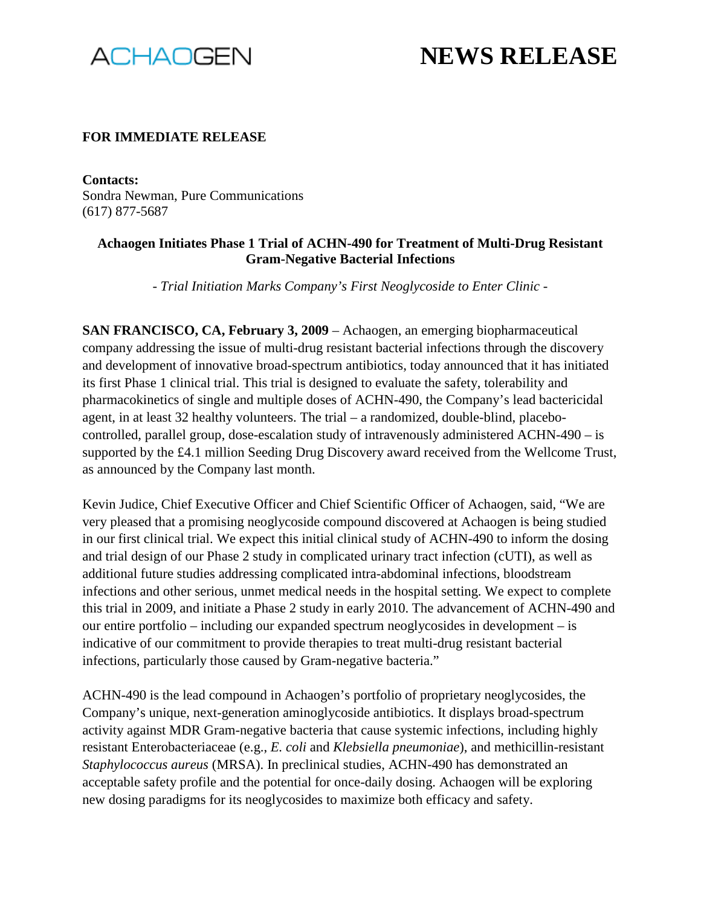ACHAOGEN

# NEWS RELEASE

**FOR IMMEDIATE RELEASE**

**Contacts:**
Sondra Newman, Pure Communications
(617) 877-5687

## Achaogen Initiates Phase 1 Trial of ACHN-490 for Treatment of Multi-Drug Resistant Gram-Negative Bacterial Infections

*- Trial Initiation Marks Company's First Neoglycoside to Enter Clinic -*

**SAN FRANCISCO, CA, February 3, 2009** – Achaogen, an emerging biopharmaceutical company addressing the issue of multi-drug resistant bacterial infections through the discovery and development of innovative broad-spectrum antibiotics, today announced that it has initiated its first Phase 1 clinical trial. This trial is designed to evaluate the safety, tolerability and pharmacokinetics of single and multiple doses of ACHN-490, the Company's lead bactericidal agent, in at least 32 healthy volunteers. The trial – a randomized, double-blind, placebo-controlled, parallel group, dose-escalation study of intravenously administered ACHN-490 – is supported by the £4.1 million Seeding Drug Discovery award received from the Wellcome Trust, as announced by the Company last month.

Kevin Judice, Chief Executive Officer and Chief Scientific Officer of Achaogen, said, "We are very pleased that a promising neoglycoside compound discovered at Achaogen is being studied in our first clinical trial. We expect this initial clinical study of ACHN-490 to inform the dosing and trial design of our Phase 2 study in complicated urinary tract infection (cUTI), as well as additional future studies addressing complicated intra-abdominal infections, bloodstream infections and other serious, unmet medical needs in the hospital setting. We expect to complete this trial in 2009, and initiate a Phase 2 study in early 2010. The advancement of ACHN-490 and our entire portfolio – including our expanded spectrum neoglycosides in development – is indicative of our commitment to provide therapies to treat multi-drug resistant bacterial infections, particularly those caused by Gram-negative bacteria."

ACHN-490 is the lead compound in Achaogen's portfolio of proprietary neoglycosides, the Company's unique, next-generation aminoglycoside antibiotics. It displays broad-spectrum activity against MDR Gram-negative bacteria that cause systemic infections, including highly resistant Enterobacteriaceae (e.g., *E. coli* and *Klebsiella pneumoniae*), and methicillin-resistant *Staphylococcus aureus* (MRSA). In preclinical studies, ACHN-490 has demonstrated an acceptable safety profile and the potential for once-daily dosing. Achaogen will be exploring new dosing paradigms for its neoglycosides to maximize both efficacy and safety.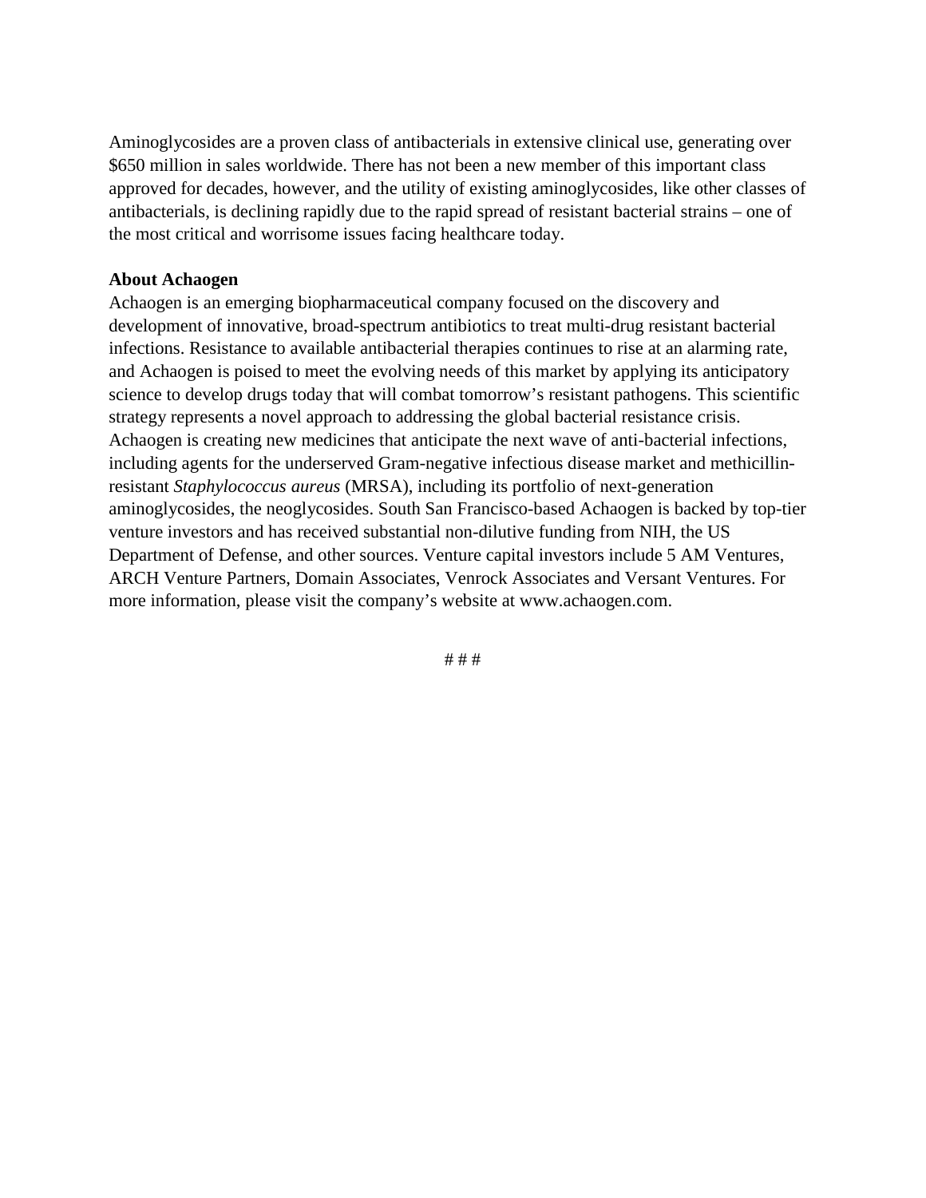Aminoglycosides are a proven class of antibacterials in extensive clinical use, generating over $650 million in sales worldwide. There has not been a new member of this important class approved for decades, however, and the utility of existing aminoglycosides, like other classes of antibacterials, is declining rapidly due to the rapid spread of resistant bacterial strains – one of the most critical and worrisome issues facing healthcare today.

**About Achaogen**

Achaogen is an emerging biopharmaceutical company focused on the discovery and development of innovative, broad-spectrum antibiotics to treat multi-drug resistant bacterial infections. Resistance to available antibacterial therapies continues to rise at an alarming rate, and Achaogen is poised to meet the evolving needs of this market by applying its anticipatory science to develop drugs today that will combat tomorrow's resistant pathogens. This scientific strategy represents a novel approach to addressing the global bacterial resistance crisis. Achaogen is creating new medicines that anticipate the next wave of anti-bacterial infections, including agents for the underserved Gram-negative infectious disease market and methicillin-resistant *Staphylococcus aureus* (MRSA), including its portfolio of next-generation aminoglycosides, the neoglycosides. South San Francisco-based Achaogen is backed by top-tier venture investors and has received substantial non-dilutive funding from NIH, the US Department of Defense, and other sources. Venture capital investors include 5 AM Ventures, ARCH Venture Partners, Domain Associates, Venrock Associates and Versant Ventures. For more information, please visit the company's website at www.achaogen.com.

# # #